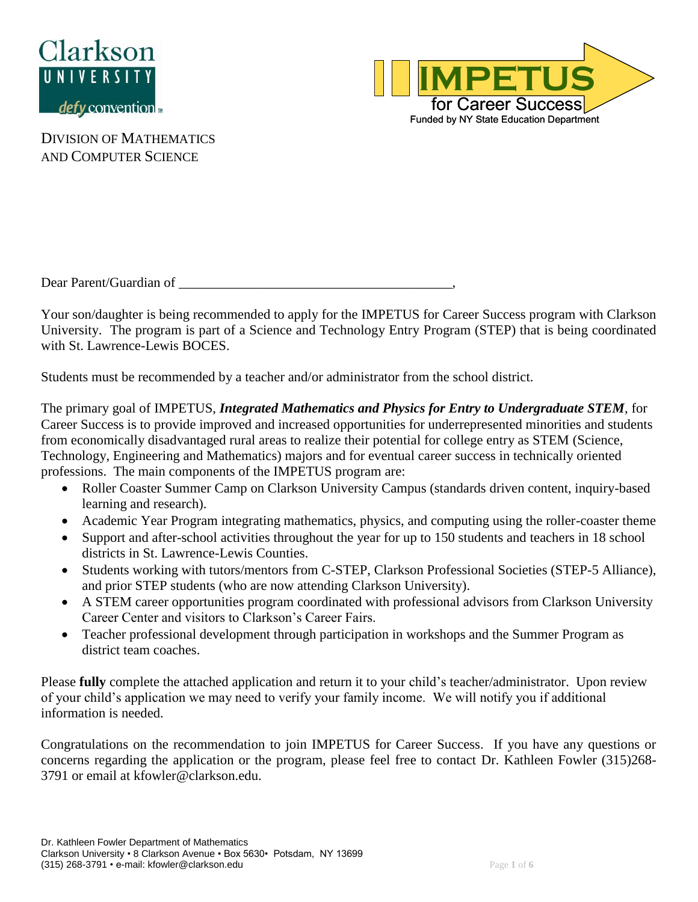Clarkson University

defy convention

**IMPETUS for Career Success**

Funded by NY State Education Department

DIVISION OF MATHEMATICS AND COMPUTER SCIENCE

Dear Parent/Guardian of ________________________________________,

Your son/daughter is being recommended to apply for the IMPETUS for Career Success program with Clarkson University. The program is part of a Science and Technology Entry Program (STEP) that is being coordinated with St. Lawrence-Lewis BOCES.

Students must be recommended by a teacher and/or administrator from the school district.

The primary goal of IMPETUS, ***Integrated Mathematics and Physics for Entry to Undergraduate STEM***, for Career Success is to provide improved and increased opportunities for underrepresented minorities and students from economically disadvantaged rural areas to realize their potential for college entry as STEM (Science, Technology, Engineering and Mathematics) majors and for eventual career success in technically oriented professions. The main components of the IMPETUS program are:

- Roller Coaster Summer Camp on Clarkson University Campus (standards driven content, inquiry-based learning and research).
- Academic Year Program integrating mathematics, physics, and computing using the roller-coaster theme
- Support and after-school activities throughout the year for up to 150 students and teachers in 18 school districts in St. Lawrence-Lewis Counties.
- Students working with tutors/mentors from C-STEP, Clarkson Professional Societies (STEP-5 Alliance), and prior STEP students (who are now attending Clarkson University).
- A STEM career opportunities program coordinated with professional advisors from Clarkson University Career Center and visitors to Clarkson's Career Fairs.
- Teacher professional development through participation in workshops and the Summer Program as district team coaches.

Please **fully** complete the attached application and return it to your child's teacher/administrator. Upon review of your child's application we may need to verify your family income. We will notify you if additional information is needed.

Congratulations on the recommendation to join IMPETUS for Career Success. If you have any questions or concerns regarding the application or the program, please feel free to contact Dr. Kathleen Fowler (315)268-3791 or email at kfowler@clarkson.edu.

Dr. Kathleen Fowler Department of Mathematics
Clarkson University • 8 Clarkson Avenue • Box 5630• Potsdam, NY 13699
(315) 268-3791 • e-mail: kfowler@clarkson.edu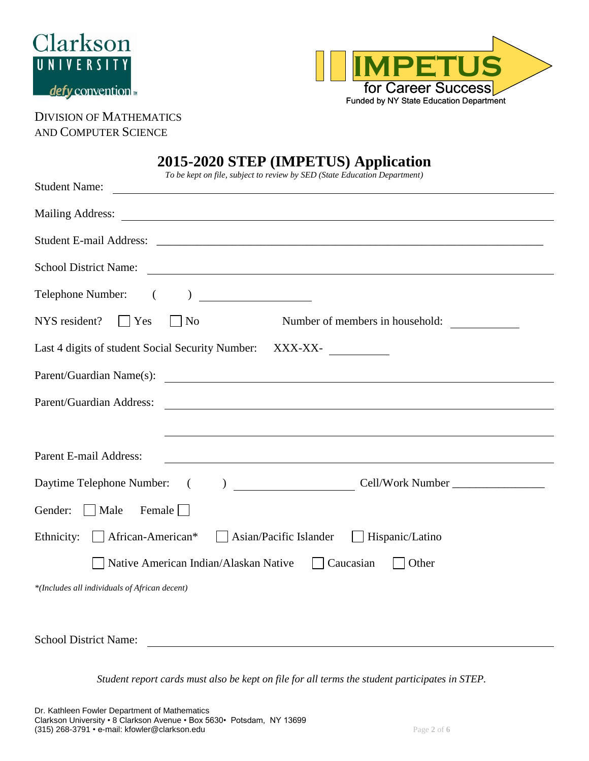Clarkson UNIVERSITY *defy convention*

IMPETUS for Career Success
Funded by NY State Education Department

DIVISION OF MATHEMATICS AND COMPUTER SCIENCE

# 2015-2020 STEP (IMPETUS) Application

*To be kept on file, subject to review by SED (State Education Department)*

Student Name: ______________________________________________

Mailing Address: ______________________________________________

Student E-mail Address: ______________________________________________

School District Name: ______________________________________________

Telephone Number: (     ) ____________________

NYS resident? ☐ Yes ☐ No     Number of members in household: __________

Last 4 digits of student Social Security Number: XXX-XX- __________

Parent/Guardian Name(s): ______________________________________________

Parent/Guardian Address: ______________________________________________

______________________________________________

Parent E-mail Address: ______________________________________________

Daytime Telephone Number: (     ) ____________________ Cell/Work Number ________________

Gender: ☐ Male   Female ☐

Ethnicity: ☐ African-American* ☐ Asian/Pacific Islander ☐ Hispanic/Latino

☐ Native American Indian/Alaskan Native ☐ Caucasian ☐ Other

*\*(Includes all individuals of African decent)*

School District Name: ______________________________________________

*Student report cards must also be kept on file for all terms the student participates in STEP.*

Dr. Kathleen Fowler Department of Mathematics
Clarkson University • 8 Clarkson Avenue • Box 5630• Potsdam, NY 13699
(315) 268-3791 • e-mail: kfowler@clarkson.edu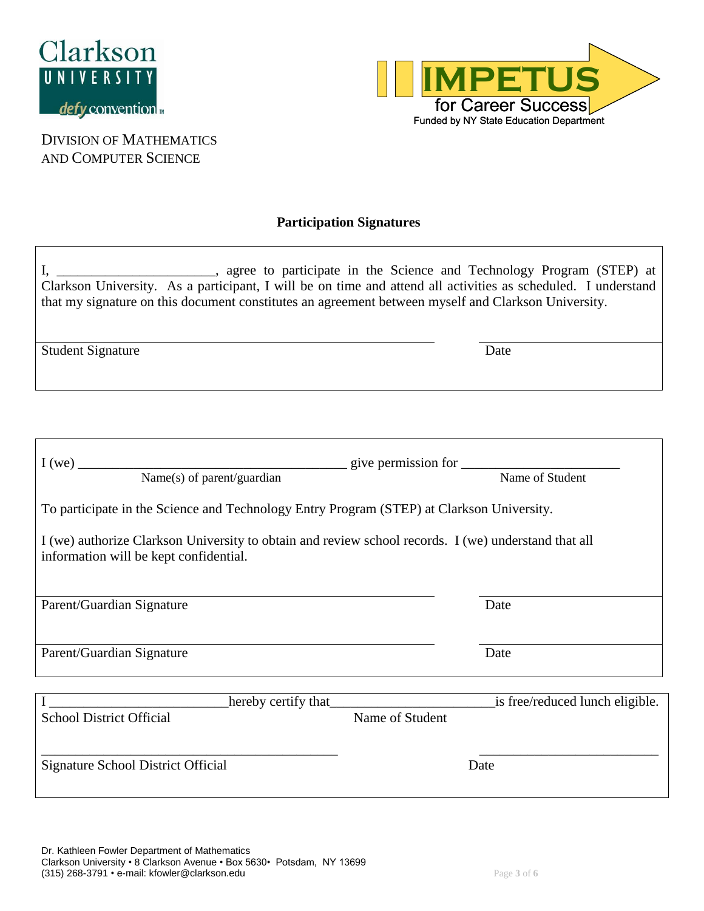Clarkson UNIVERSITY *defy convention*

IMPETUS for Career Success
Funded by NY State Education Department

DIVISION OF MATHEMATICS AND COMPUTER SCIENCE

**Participation Signatures**

I, ______________________, agree to participate in the Science and Technology Program (STEP) at Clarkson University. As a participant, I will be on time and attend all activities as scheduled. I understand that my signature on this document constitutes an agreement between myself and Clarkson University.

_______________________________________________ &nbsp;&nbsp;&nbsp;&nbsp; ____________________

Student Signature &nbsp;&nbsp;&nbsp;&nbsp; Date

---

I (we) ________________________________________ give permission for ______________________
Name(s) of parent/guardian &nbsp;&nbsp;&nbsp;&nbsp; Name of Student

To participate in the Science and Technology Entry Program (STEP) at Clarkson University.

I (we) authorize Clarkson University to obtain and review school records. I (we) understand that all information will be kept confidential.

_______________________________________________ &nbsp;&nbsp;&nbsp;&nbsp; ____________________

Parent/Guardian Signature &nbsp;&nbsp;&nbsp;&nbsp; Date

_______________________________________________ &nbsp;&nbsp;&nbsp;&nbsp; ____________________

Parent/Guardian Signature &nbsp;&nbsp;&nbsp;&nbsp; Date

---

I _________________________hereby certify that_______________________is free/reduced lunch eligible.
School District Official &nbsp;&nbsp;&nbsp;&nbsp; Name of Student

_____________________________________________ &nbsp;&nbsp;&nbsp;&nbsp; __________________________

Signature School District Official &nbsp;&nbsp;&nbsp;&nbsp; Date

Dr. Kathleen Fowler Department of Mathematics
Clarkson University • 8 Clarkson Avenue • Box 5630• Potsdam, NY 13699
(315) 268-3791 • e-mail: kfowler@clarkson.edu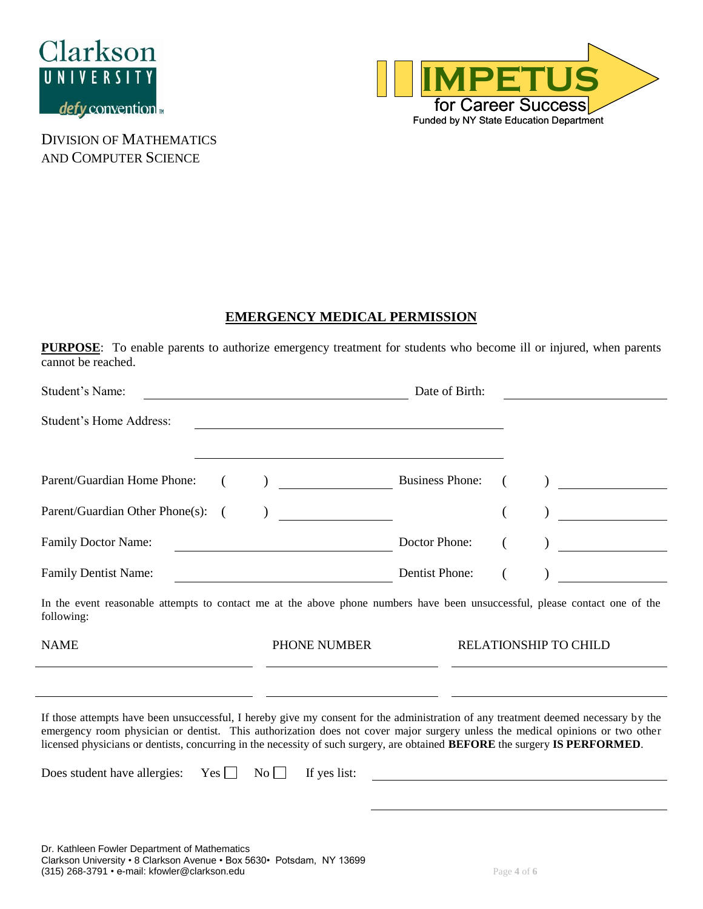Clarkson UNIVERSITY *defy convention*

DIVISION OF MATHEMATICS AND COMPUTER SCIENCE

IMPETUS for Career Success
Funded by NY State Education Department

## EMERGENCY MEDICAL PERMISSION

**PURPOSE**: To enable parents to authorize emergency treatment for students who become ill or injured, when parents cannot be reached.

Student's Name: ______________________________ Date of Birth: ____________________

Student's Home Address: ______________________________

______________________________

Parent/Guardian Home Phone: (   ) ______________ Business Phone: (   ) ______________

Parent/Guardian Other Phone(s): (   ) ______________ (   ) ______________

Family Doctor Name: ______________________________ Doctor Phone: (   ) ______________

Family Dentist Name: ______________________________ Dentist Phone: (   ) ______________

In the event reasonable attempts to contact me at the above phone numbers have been unsuccessful, please contact one of the following:

| NAME | PHONE NUMBER | RELATIONSHIP TO CHILD |
|---|---|---|
| | | |
| | | |

If those attempts have been unsuccessful, I hereby give my consent for the administration of any treatment deemed necessary by the emergency room physician or dentist. This authorization does not cover major surgery unless the medical opinions or two other licensed physicians or dentists, concurring in the necessity of such surgery, are obtained **BEFORE** the surgery **IS PERFORMED**.

Does student have allergies: Yes ☐ No ☐ If yes list: ______________________________

______________________________

Dr. Kathleen Fowler Department of Mathematics
Clarkson University • 8 Clarkson Avenue • Box 5630• Potsdam, NY 13699
(315) 268-3791 • e-mail: kfowler@clarkson.edu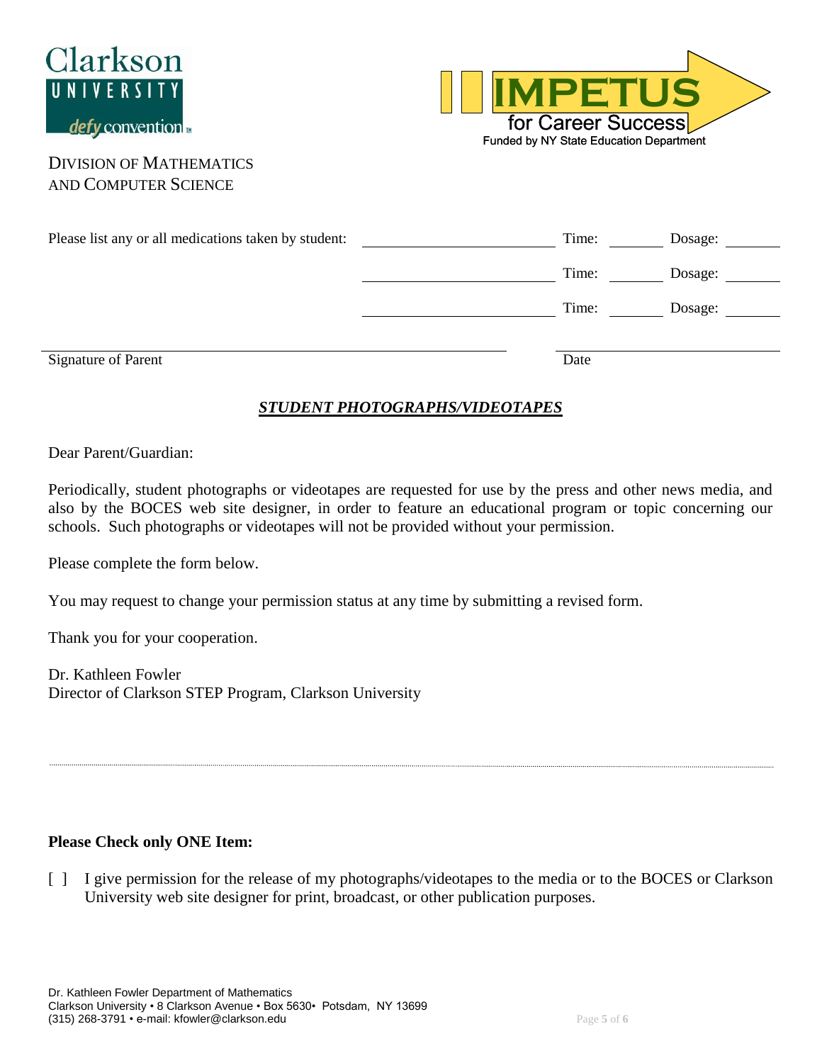Clarkson UNIVERSITY defy convention

IMPETUS for Career Success
Funded by NY State Education Department

DIVISION OF MATHEMATICS AND COMPUTER SCIENCE

Please list any or all medications taken by student: ________________ Time: ______ Dosage: ______

________________ Time: ______ Dosage: ______

________________ Time: ______ Dosage: ______

________________________________ ________________
Signature of Parent Date

## ***STUDENT PHOTOGRAPHS/VIDEOTAPES***

Dear Parent/Guardian:

Periodically, student photographs or videotapes are requested for use by the press and other news media, and also by the BOCES web site designer, in order to feature an educational program or topic concerning our schools. Such photographs or videotapes will not be provided without your permission.

Please complete the form below.

You may request to change your permission status at any time by submitting a revised form.

Thank you for your cooperation.

Dr. Kathleen Fowler
Director of Clarkson STEP Program, Clarkson University

---

**Please Check only ONE Item:**

[ ] I give permission for the release of my photographs/videotapes to the media or to the BOCES or Clarkson University web site designer for print, broadcast, or other publication purposes.

Dr. Kathleen Fowler Department of Mathematics
Clarkson University • 8 Clarkson Avenue • Box 5630• Potsdam, NY 13699
(315) 268-3791 • e-mail: kfowler@clarkson.edu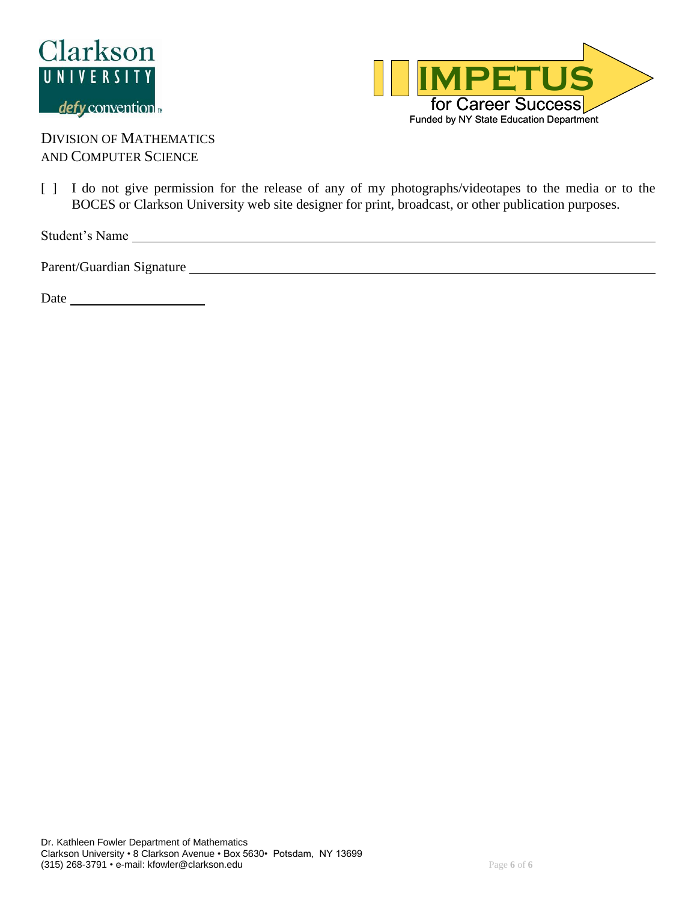Clarkson
UNIVERSITY
defy convention

IMPETUS
for Career Success
Funded by NY State Education Department

DIVISION OF MATHEMATICS
AND COMPUTER SCIENCE

[ ] I do not give permission for the release of any of my photographs/videotapes to the media or to the BOCES or Clarkson University web site designer for print, broadcast, or other publication purposes.

Student's Name \_\_\_\_\_\_\_\_\_\_\_\_\_\_\_\_\_\_\_\_\_\_\_\_\_\_\_\_\_\_\_\_\_\_\_\_\_\_\_\_

Parent/Guardian Signature \_\_\_\_\_\_\_\_\_\_\_\_\_\_\_\_\_\_\_\_\_\_\_\_\_\_\_\_\_\_\_\_\_\_\_\_\_\_\_\_

Date \_\_\_\_\_\_\_\_\_\_\_\_\_\_\_\_\_\_\_\_

Dr. Kathleen Fowler Department of Mathematics
Clarkson University • 8 Clarkson Avenue • Box 5630• Potsdam, NY 13699
(315) 268-3791 • e-mail: kfowler@clarkson.edu